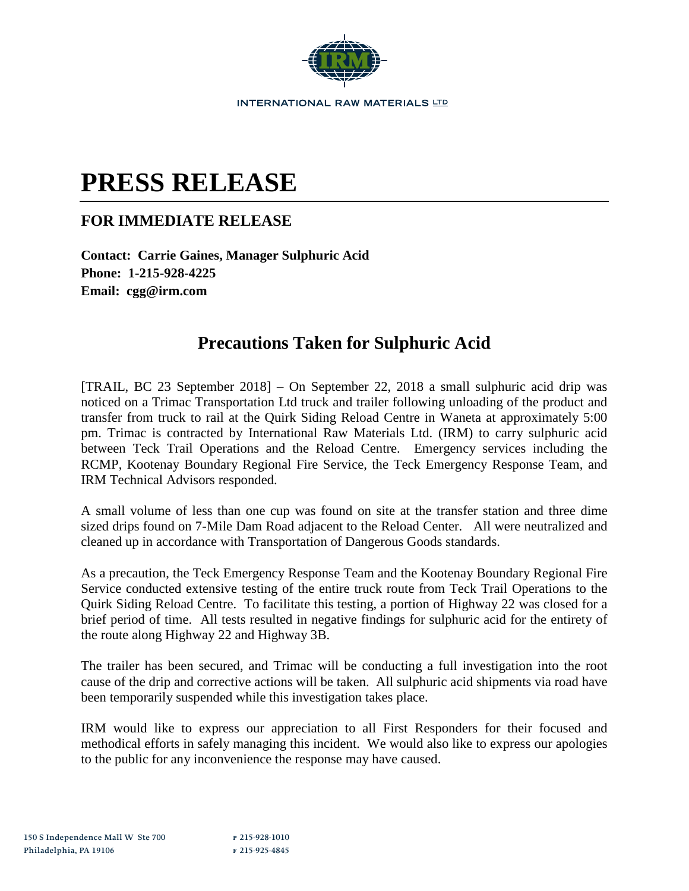INTERNATIONAL RAW MATERIALS LTD

# PRESS RELEASE

## FOR IMMEDIATE RELEASE

**Contact: Carrie Gaines, Manager Sulphuric Acid**
**Phone: 1-215-928-4225**
**Email: cgg@irm.com**

## Precautions Taken for Sulphuric Acid

[TRAIL, BC 23 September 2018] – On September 22, 2018 a small sulphuric acid drip was noticed on a Trimac Transportation Ltd truck and trailer following unloading of the product and transfer from truck to rail at the Quirk Siding Reload Centre in Waneta at approximately 5:00 pm. Trimac is contracted by International Raw Materials Ltd. (IRM) to carry sulphuric acid between Teck Trail Operations and the Reload Centre. Emergency services including the RCMP, Kootenay Boundary Regional Fire Service, the Teck Emergency Response Team, and IRM Technical Advisors responded.

A small volume of less than one cup was found on site at the transfer station and three dime sized drips found on 7-Mile Dam Road adjacent to the Reload Center. All were neutralized and cleaned up in accordance with Transportation of Dangerous Goods standards.

As a precaution, the Teck Emergency Response Team and the Kootenay Boundary Regional Fire Service conducted extensive testing of the entire truck route from Teck Trail Operations to the Quirk Siding Reload Centre. To facilitate this testing, a portion of Highway 22 was closed for a brief period of time. All tests resulted in negative findings for sulphuric acid for the entirety of the route along Highway 22 and Highway 3B.

The trailer has been secured, and Trimac will be conducting a full investigation into the root cause of the drip and corrective actions will be taken. All sulphuric acid shipments via road have been temporarily suspended while this investigation takes place.

IRM would like to express our appreciation to all First Responders for their focused and methodical efforts in safely managing this incident. We would also like to express our apologies to the public for any inconvenience the response may have caused.

150 S Independence Mall W Ste 700
Philadelphia, PA 19106

P 215-928-1010
F 215-925-4845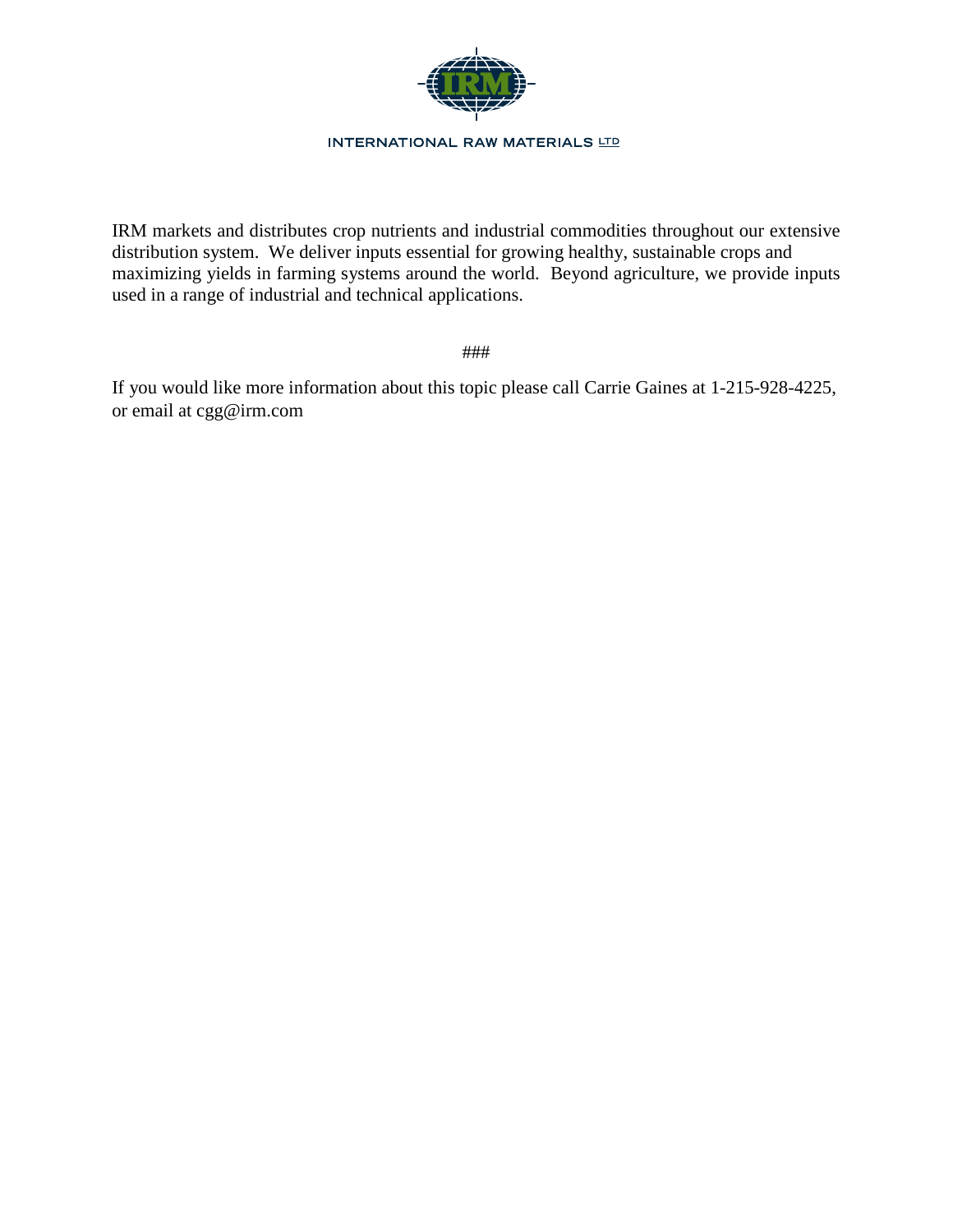INTERNATIONAL RAW MATERIALS LTD

IRM markets and distributes crop nutrients and industrial commodities throughout our extensive distribution system. We deliver inputs essential for growing healthy, sustainable crops and maximizing yields in farming systems around the world. Beyond agriculture, we provide inputs used in a range of industrial and technical applications.

###

If you would like more information about this topic please call Carrie Gaines at 1-215-928-4225, or email at cgg@irm.com